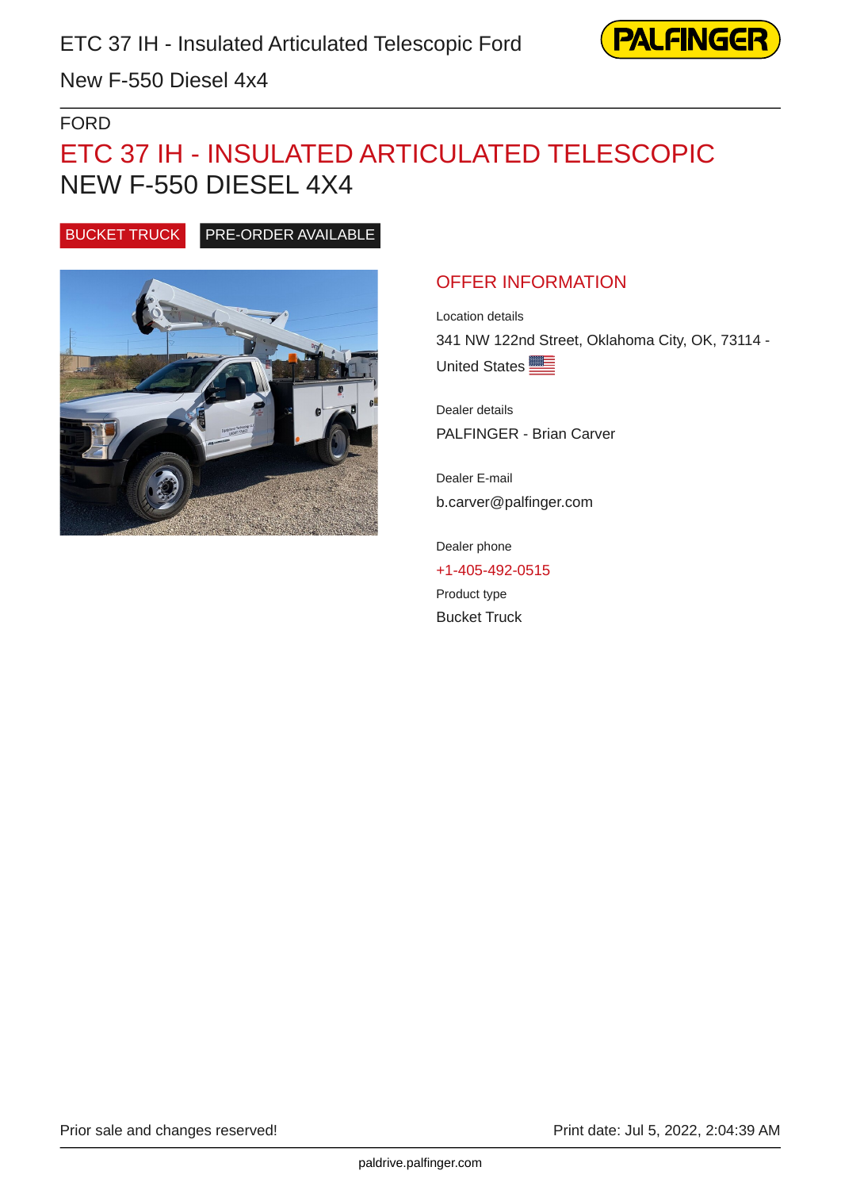FORD

# ETC 37 IH - INSULATED ARTICULATED TELESCOPIC NEW F-550 DIESEL 4X4

BUCKET TRUCK PRE-ORDER AVAILABLE

## OFFER INFORMATION

Location details

341 NW 122nd Street, Oklahoma City, OK, 73114 - United States

Dealer details

PALFINGER - Brian Carver

Dealer E-mail

b.carver@palfinger.com

Dealer phone

+1-405-492-0515

Product type

Bucket Truck

Prior sale and changes reserved!

Print date: Jul 5, 2022, 2:04:39 AM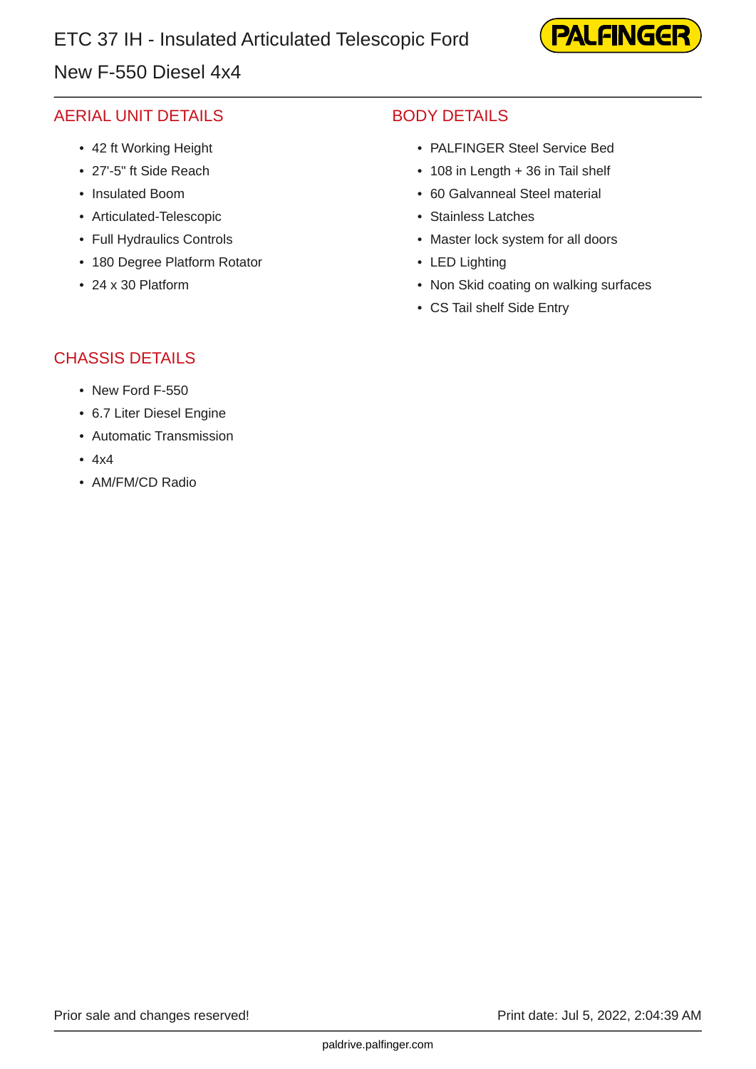# ETC 37 IH - Insulated Articulated Telescopic Ford New F-550 Diesel 4x4

## AERIAL UNIT DETAILS

- 42 ft Working Height
- 27'-5" ft Side Reach
- Insulated Boom
- Articulated-Telescopic
- Full Hydraulics Controls
- 180 Degree Platform Rotator
- 24 x 30 Platform

## BODY DETAILS

- PALFINGER Steel Service Bed
- 108 in Length + 36 in Tail shelf
- 60 Galvanneal Steel material
- Stainless Latches
- Master lock system for all doors
- LED Lighting
- Non Skid coating on walking surfaces
- CS Tail shelf Side Entry

## CHASSIS DETAILS

- New Ford F-550
- 6.7 Liter Diesel Engine
- Automatic Transmission
- 4x4
- AM/FM/CD Radio

Prior sale and changes reserved!

Print date: Jul 5, 2022, 2:04:39 AM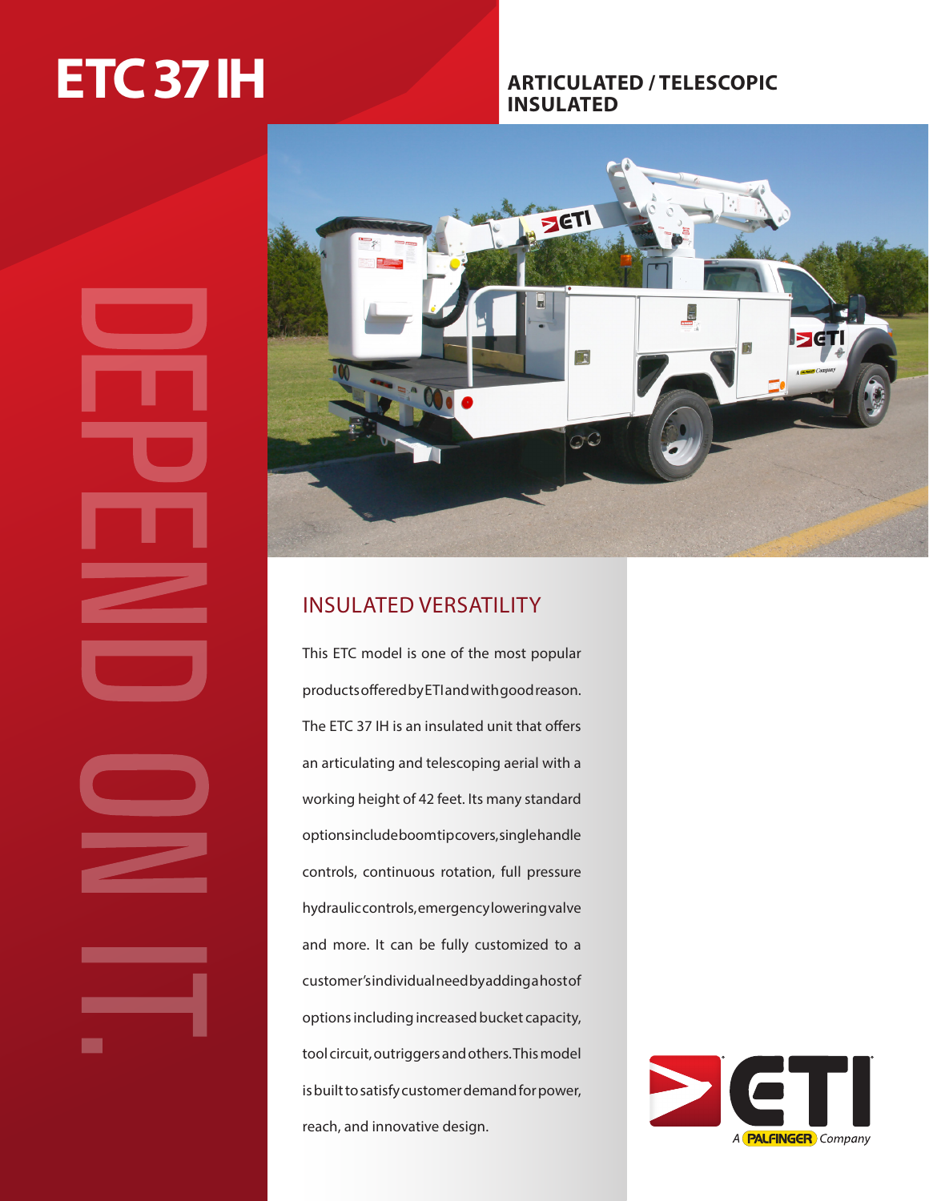# ETC 37 IH

## ARTICULATED / TELESCOPIC INSULATED

DEPEND ON IT.

## INSULATED VERSATILITY

This ETC model is one of the most popular products offered by ETI and with good reason. The ETC 37 IH is an insulated unit that offers an articulating and telescoping aerial with a working height of 42 feet. Its many standard options include boom tip covers, single handle controls, continuous rotation, full pressure hydraulic controls, emergency lowering valve and more. It can be fully customized to a customer's individual need by adding a host of options including increased bucket capacity, tool circuit, outriggers and others. This model is built to satisfy customer demand for power, reach, and innovative design.

ETI — A PALFINGER Company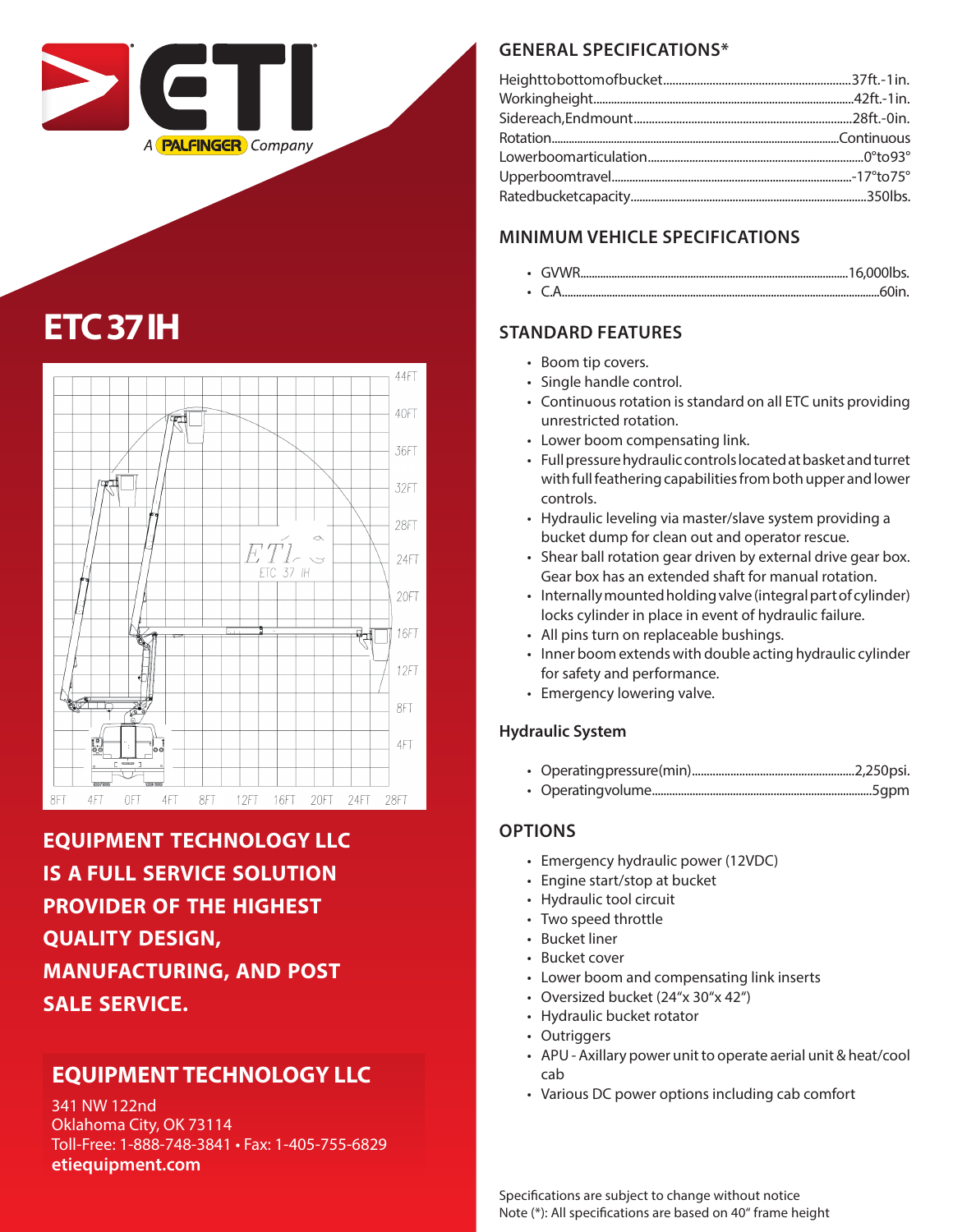ETI A PALFINGER Company

# ETC 37 IH

44FT
40FT
36FT
32FT
28FT
24FT
20FT
16FT
12FT
8FT
4FT
8FT 4FT 0FT 4FT 8FT 12FT 16FT 20FT 24FT 28FT

ETI ETC 37 IH

**EQUIPMENT TECHNOLOGY LLC IS A FULL SERVICE SOLUTION PROVIDER OF THE HIGHEST QUALITY DESIGN, MANUFACTURING, AND POST SALE SERVICE.**

## EQUIPMENT TECHNOLOGY LLC

341 NW 122nd
Oklahoma City, OK 73114
Toll-Free: 1-888-748-3841 • Fax: 1-405-755-6829
**etiequipment.com**

## GENERAL SPECIFICATIONS*

| | |
|---|---|
| Height to bottom of bucket | 37ft.-1in. |
| Working height | 42ft.-1in. |
| Side reach, End mount | 28ft.-0in. |
| Rotation | Continuous |
| Lower boom articulation | 0° to 93° |
| Upper boom travel | -17° to 75° |
| Rated bucket capacity | 350lbs. |

## MINIMUM VEHICLE SPECIFICATIONS

- GVWR ........ 16,000lbs.
- C.A. ........ 60in.

## STANDARD FEATURES

- Boom tip covers.
- Single handle control.
- Continuous rotation is standard on all ETC units providing unrestricted rotation.
- Lower boom compensating link.
- Full pressure hydraulic controls located at basket and turret with full feathering capabilities from both upper and lower controls.
- Hydraulic leveling via master/slave system providing a bucket dump for clean out and operator rescue.
- Shear ball rotation gear driven by external drive gear box. Gear box has an extended shaft for manual rotation.
- Internally mounted holding valve (integral part of cylinder) locks cylinder in place in event of hydraulic failure.
- All pins turn on replaceable bushings.
- Inner boom extends with double acting hydraulic cylinder for safety and performance.
- Emergency lowering valve.

### Hydraulic System

- Operating pressure (min) ........ 2,250psi.
- Operating volume ........ 5gpm

## OPTIONS

- Emergency hydraulic power (12VDC)
- Engine start/stop at bucket
- Hydraulic tool circuit
- Two speed throttle
- Bucket liner
- Bucket cover
- Lower boom and compensating link inserts
- Oversized bucket (24"x 30"x 42")
- Hydraulic bucket rotator
- Outriggers
- APU - Axillary power unit to operate aerial unit & heat/cool cab
- Various DC power options including cab comfort

Specifications are subject to change without notice
Note (*): All specifications are based on 40" frame height